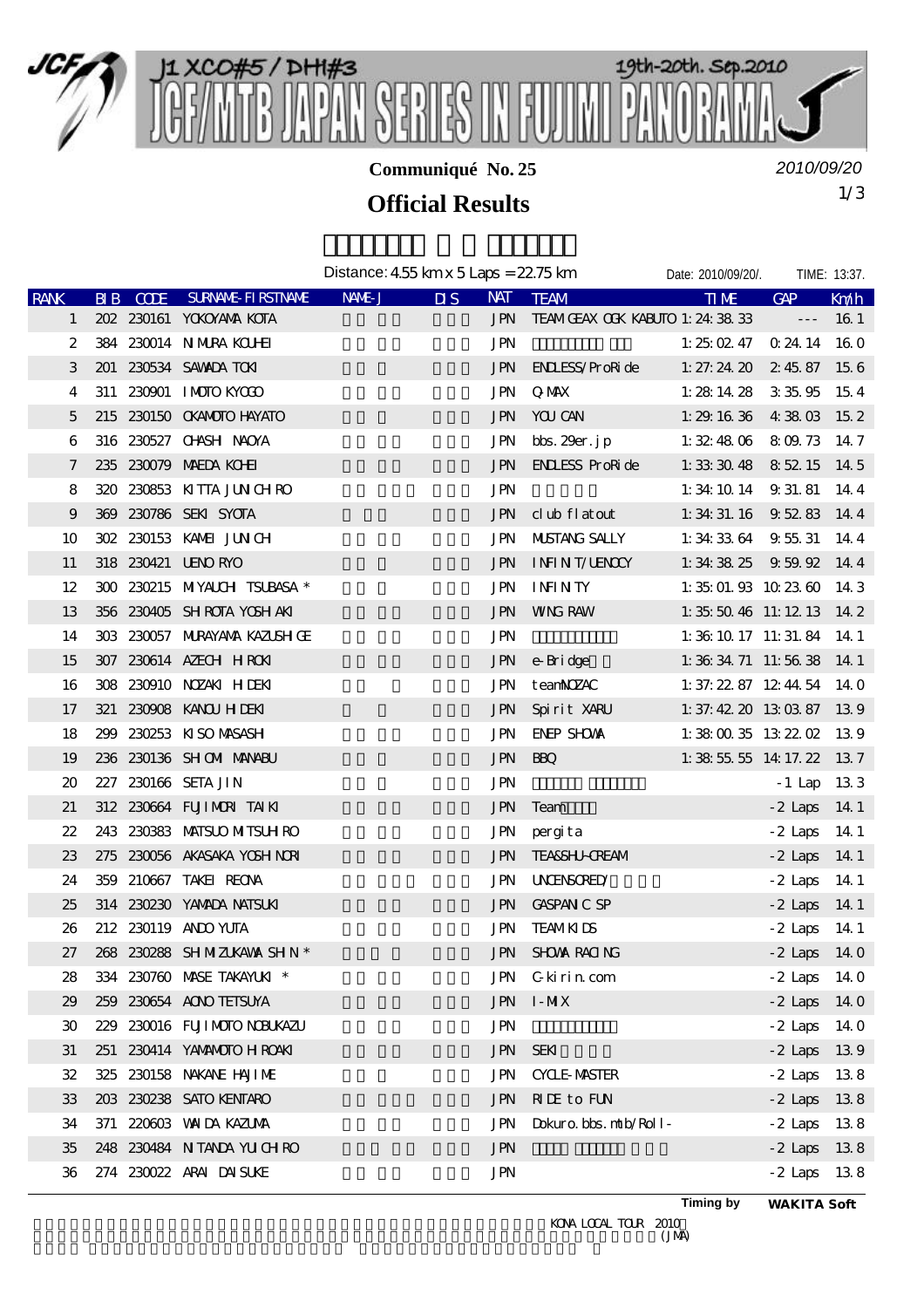# J1 XCO#5 / DHI#3

# JCF/MTB JAPAN SERIES IN FUJIMI PANORAMA

19th-20th. Sep.2010

**Communiqué No. 25**

*2010/09/20*

## Official Results

Distance: 4.55 km x 5 Laps = 22.75 km

Date: 2010/09/20/. TIME: 13:37.

| RANK | BIB | CODE | SURNAME-FIRSTNAME | NAME-J | DIS | NAT | TEAM | TIME | GAP | Km/h |
|---|---|---|---|---|---|---|---|---|---|---|
| 1 | 202 | 230161 | YOKOYAMA KOTA | | | JPN | TEAM GEAX OGK KABUTO | 1:24:38.33 | --- | 16.1 |
| 2 | 384 | 230014 | NIMURA KOUHEI | | | JPN | | 1:25:02.47 | 0:24.14 | 16.0 |
| 3 | 201 | 230534 | SAWADA TOKI | | | JPN | ENDLESS/ProRide | 1:27:24.20 | 2:45.87 | 15.6 |
| 4 | 311 | 230901 | IMOTO KYOGO | | | JPN | Q-MAX | 1:28:14.28 | 3:35.95 | 15.4 |
| 5 | 215 | 230150 | OKAMOTO HAYATO | | | JPN | YOU CAN | 1:29:16.36 | 4:38.03 | 15.2 |
| 6 | 316 | 230527 | OHASHI NAOYA | | | JPN | bbs.29er.jp | 1:32:48.06 | 8:09.73 | 14.7 |
| 7 | 235 | 230079 | MAEDA KOHEI | | | JPN | ENDLESS ProRide | 1:33:30.48 | 8:52.15 | 14.5 |
| 8 | 320 | 230853 | KITTA JUNICHIRO | | | JPN | | 1:34:10.14 | 9:31.81 | 14.4 |
| 9 | 369 | 230786 | SEKI SYOTA | | | JPN | club flatout | 1:34:31.16 | 9:52.83 | 14.4 |
| 10 | 302 | 230153 | KAMEI JUNICHI | | | JPN | MUSTANG SALLY | 1:34:33.64 | 9:55.31 | 14.4 |
| 11 | 318 | 230421 | UENO RYO | | | JPN | INFINIT/UENOCY | 1:34:38.25 | 9:59.92 | 14.4 |
| 12 | 300 | 230215 | MIYAUCHI TSUBASA * | | | JPN | INFINITY | 1:35:01.93 | 10:23.60 | 14.3 |
| 13 | 356 | 230405 | SHIROTA YOSHIAKI | | | JPN | WING RAW | 1:35:50.46 | 11:12.13 | 14.2 |
| 14 | 303 | 230057 | MURAYAMA KAZUSHIGE | | | JPN | | 1:36:10.17 | 11:31.84 | 14.1 |
| 15 | 307 | 230614 | AZECHI HIROKI | | | JPN | e-Bridge | 1:36:34.71 | 11:56.38 | 14.1 |
| 16 | 308 | 230910 | NOZAKI HIDEKI | | | JPN | teamNOZAC | 1:37:22.87 | 12:44.54 | 14.0 |
| 17 | 321 | 230908 | KANOU HIDEKI | | | JPN | Spirit XARU | 1:37:42.20 | 13:03.87 | 13.9 |
| 18 | 299 | 230253 | KISO MASASHI | | | JPN | ENEP SHOWA | 1:38:00.35 | 13:22.02 | 13.9 |
| 19 | 236 | 230136 | SHIOMI MANABU | | | JPN | BBQ | 1:38:55.55 | 14:17.22 | 13.7 |
| 20 | 227 | 230166 | SETA JIN | | | JPN | | | -1 Lap | 13.3 |
| 21 | 312 | 230664 | FUJIMORI TAIKI | | | JPN | Team | | -2 Laps | 14.1 |
| 22 | 243 | 230383 | MATSUO MITSUHIRO | | | JPN | pergita | | -2 Laps | 14.1 |
| 23 | 275 | 230056 | AKASAKA YOSHINORI | | | JPN | TEA&SHU-CREAM | | -2 Laps | 14.1 |
| 24 | 359 | 210667 | TAKEI REONA | | | JPN | UNCENSORED/ | | -2 Laps | 14.1 |
| 25 | 314 | 230230 | YAMADA NATSUKI | | | JPN | GASPANIC SP | | -2 Laps | 14.1 |
| 26 | 212 | 230119 | ANDO YUTA | | | JPN | TEAM KIDS | | -2 Laps | 14.1 |
| 27 | 268 | 230288 | SHIMIZUKAWA SHIN * | | | JPN | SHOWA RACING | | -2 Laps | 14.0 |
| 28 | 334 | 230760 | MASE TAKAYUKI * | | | JPN | C-kirin.com | | -2 Laps | 14.0 |
| 29 | 259 | 230654 | AONO TETSUYA | | | JPN | I-MIX | | -2 Laps | 14.0 |
| 30 | 229 | 230016 | FUJIMOTO NOBUKAZU | | | JPN | | | -2 Laps | 14.0 |
| 31 | 251 | 230414 | YAMAMOTO HIROAKI | | | JPN | SEKI | | -2 Laps | 13.9 |
| 32 | 325 | 230158 | NAKANE HAJIME | | | JPN | CYCLE-MASTER | | -2 Laps | 13.8 |
| 33 | 203 | 230238 | SATO KENTARO | | | JPN | RIDE to FUN | | -2 Laps | 13.8 |
| 34 | 371 | 220603 | WADA KAZUMA | | | JPN | Dokuro.bbs.mtb/Roll- | | -2 Laps | 13.8 |
| 35 | 248 | 230484 | NITANDA YUICHIRO | | | JPN | | | -2 Laps | 13.8 |
| 36 | 274 | 230022 | ARAI DAISUKE | | | JPN | | | -2 Laps | 13.8 |

Timing by **WAKITA Soft**

KONA LOCAL TOUR 2010
(JMA)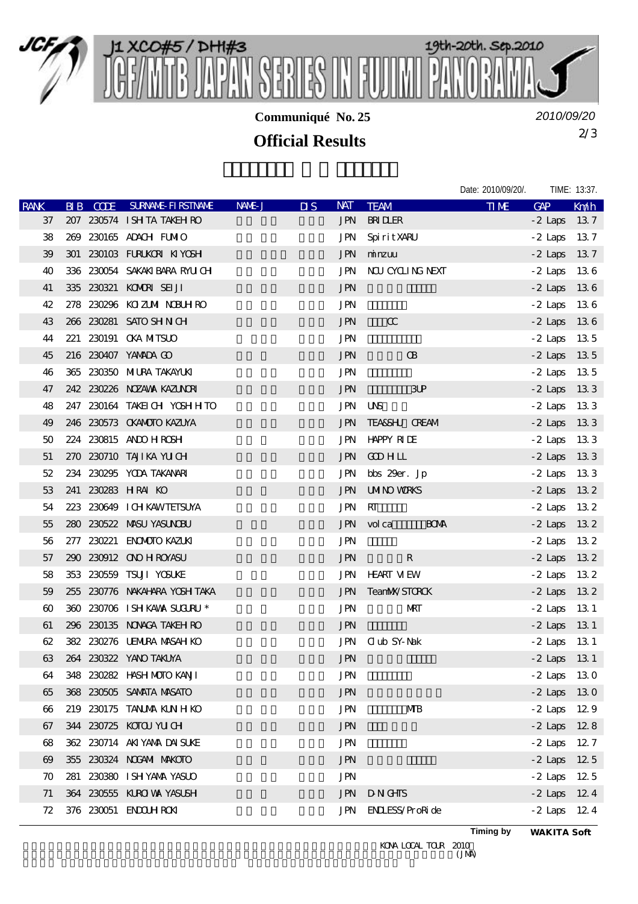JCF J1 XCO#5 / DHI#3 JCF/MTB JAPAN SERIES IN FUJIMI PANORAMA 19th-20th. Sep.2010

**Communiqué No. 25**

2010/09/20

**Official Results**

Date: 2010/09/20/. TIME: 13:37.

| RANK | BIB | CODE | SURNAME-FIRSTNAME | NAME-J | DIS | NAT | TEAM | TIME | GAP | Km/h |
|---|---|---|---|---|---|---|---|---|---|---|
| 37 | 207 | 230574 | ISHITA TAKEHIRO | | | JPN | BRIDLER | | -2 Laps | 13.7 |
| 38 | 269 | 230165 | ADACHI FUMIO | | | JPN | SpiritXARU | | -2 Laps | 13.7 |
| 39 | 301 | 230103 | FURUKORI KIYOSHI | | | JPN | minzuu | | -2 Laps | 13.7 |
| 40 | 336 | 230054 | SAKAKIBARA RYUICHI | | | JPN | NCU CYCLING NEXT | | -2 Laps | 13.6 |
| 41 | 335 | 230321 | KOMORI SEIJI | | | JPN | | | -2 Laps | 13.6 |
| 42 | 278 | 230296 | KOIZUMI NOBUHIRO | | | JPN | | | -2 Laps | 13.6 |
| 43 | 266 | 230281 | SATO SHINICHI | | | JPN | CC | | -2 Laps | 13.6 |
| 44 | 221 | 230191 | OKA MITSUO | | | JPN | | | -2 Laps | 13.5 |
| 45 | 216 | 230407 | YAMADA GO | | | JPN | OB | | -2 Laps | 13.5 |
| 46 | 365 | 230350 | MIURA TAKAYUKI | | | JPN | | | -2 Laps | 13.5 |
| 47 | 242 | 230226 | NOZAWA KAZUNORI | | | JPN | 3UP | | -2 Laps | 13.3 |
| 48 | 247 | 230164 | TAKEICHI YOSHIHITO | | | JPN | UNS | | -2 Laps | 13.3 |
| 49 | 246 | 230573 | OKAMOTO KAZUYA | | | JPN | TEA&SHU CREAM | | -2 Laps | 13.3 |
| 50 | 224 | 230815 | ANDO HIROSHI | | | JPN | HAPPY RIDE | | -2 Laps | 13.3 |
| 51 | 270 | 230710 | TAJIKA YUICHI | | | JPN | GOD HILL | | -2 Laps | 13.3 |
| 52 | 234 | 230295 | YODA TAKANARI | | | JPN | bbs 29er.Jp | | -2 Laps | 13.3 |
| 53 | 241 | 230283 | HIRAI KO | | | JPN | UMINO WORKS | | -2 Laps | 13.2 |
| 54 | 223 | 230649 | ICHIKAWTETSUYA | | | JPN | RT | | -2 Laps | 13.2 |
| 55 | 280 | 230522 | MASU YASUNOBU | | | JPN | volca BOMA | | -2 Laps | 13.2 |
| 56 | 277 | 230221 | ENOMOTO KAZUKI | | | JPN | | | -2 Laps | 13.2 |
| 57 | 290 | 230912 | ONO HIROYASU | | | JPN | R | | -2 Laps | 13.2 |
| 58 | 353 | 230559 | TSUJI YOSUKE | | | JPN | HEART VIEW | | -2 Laps | 13.2 |
| 59 | 255 | 230776 | NAKAHARA YOSHITAKA | | | JPN | TeamMX/STORCK | | -2 Laps | 13.2 |
| 60 | 360 | 230706 | ISHIKAWA SUGURU * | | | JPN | MRT | | -2 Laps | 13.1 |
| 61 | 296 | 230135 | NONAGA TAKEHIRO | | | JPN | | | -2 Laps | 13.1 |
| 62 | 382 | 230276 | UEMURA MASAHIKO | | | JPN | Club SY-Nak | | -2 Laps | 13.1 |
| 63 | 264 | 230322 | YANO TAKUYA | | | JPN | | | -2 Laps | 13.1 |
| 64 | 348 | 230282 | HASHIMOTO KANJI | | | JPN | | | -2 Laps | 13.0 |
| 65 | 368 | 230505 | SAMATA MASATO | | | JPN | | | -2 Laps | 13.0 |
| 66 | 219 | 230175 | TANUMA KUNIHIKO | | | JPN | MTB | | -2 Laps | 12.9 |
| 67 | 344 | 230725 | KOTOU YUICHI | | | JPN | | | -2 Laps | 12.8 |
| 68 | 362 | 230714 | AKIYAMA DAISUKE | | | JPN | | | -2 Laps | 12.7 |
| 69 | 355 | 230324 | NOGAMI MAKOTO | | | JPN | | | -2 Laps | 12.5 |
| 70 | 281 | 230380 | ISHIYAMA YASUO | | | JPN | | | -2 Laps | 12.5 |
| 71 | 364 | 230555 | KUROIWA YASUSHI | | | JPN | D-NIGHTS | | -2 Laps | 12.4 |
| 72 | 376 | 230051 | ENDOUHIROKI | | | JPN | ENDLESS/ProRide | | -2 Laps | 12.4 |

Timing by WAKITA Soft

KONA LOCAL TOUR 2010 (JMA)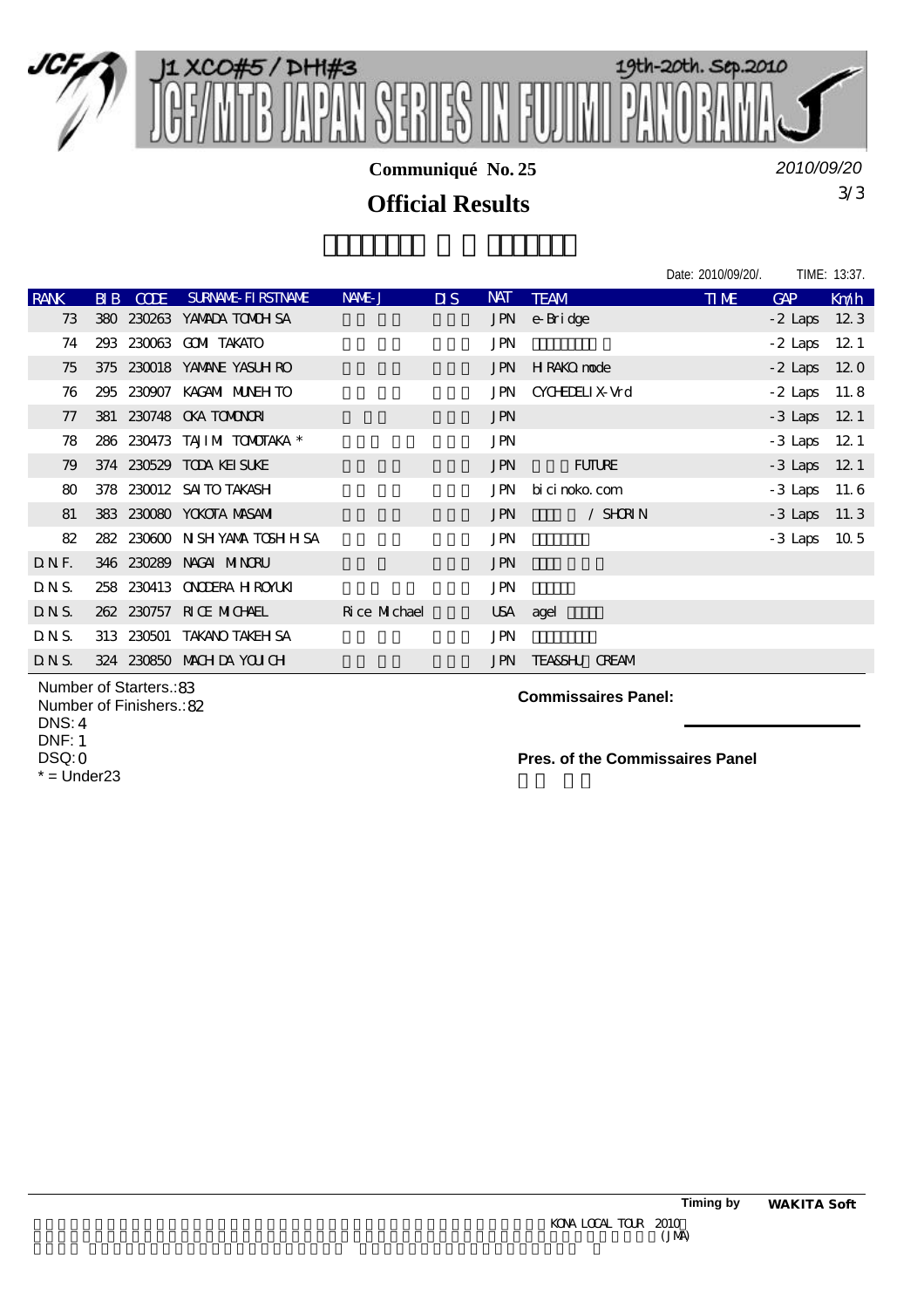J1 XCO#5 / DHI#3

JCF/MTB JAPAN SERIES IN FUJIMI PANORAMA

19th-20th. Sep.2010

**Communiqué No. 25**

*2010/09/20*

## Official Results

Date: 2010/09/20/. TIME: 13:37.

| RANK | BIB | CODE | SURNAME-FIRSTNAME | NAME-J | DIS | NAT | TEAM | TIME | GAP | Km/h |
|---|---|---|---|---|---|---|---|---|---|---|
| 73 | 380 | 230263 | YAMADA TOMOHISA | | | JPN | e-Bridge | | -2 Laps | 12.3 |
| 74 | 293 | 230063 | GOMI TAKATO | | | JPN | | | -2 Laps | 12.1 |
| 75 | 375 | 230018 | YAMANE YASUHIRO | | | JPN | HIRAKO.mode | | -2 Laps | 12.0 |
| 76 | 295 | 230907 | KAGAMI MUNEHITO | | | JPN | CYCHEDELIX-Vrd | | -2 Laps | 11.8 |
| 77 | 381 | 230748 | OKA TOMONORI | | | JPN | | | -3 Laps | 12.1 |
| 78 | 286 | 230473 | TAJIMI TOMOTAKA * | | | JPN | | | -3 Laps | 12.1 |
| 79 | 374 | 230529 | TODA KEISUKE | | | JPN | FUTURE | | -3 Laps | 12.1 |
| 80 | 378 | 230012 | SAITO TAKASHI | | | JPN | bicinoko.com | | -3 Laps | 11.6 |
| 81 | 383 | 230080 | YOKOTA MASAMI | | | JPN | / SHORIN | | -3 Laps | 11.3 |
| 82 | 282 | 230600 | NISHIYAMA TOSHIHISA | | | JPN | | | -3 Laps | 10.5 |
| D.N.F. | 346 | 230289 | NAGAI MINORU | | | JPN | | | | |
| D.N.S. | 258 | 230413 | ONODERA HIROYUKI | | | JPN | | | | |
| D.N.S. | 262 | 230757 | RICE MICHAEL | Rice Michael | | USA | agel | | | |
| D.N.S. | 313 | 230501 | TAKANO TAKEHISA | | | JPN | | | | |
| D.N.S. | 324 | 230850 | MACHIDA YOUICHI | | | JPN | TEA&SHU CREAM | | | |

Number of Starters.:83
Number of Finishers.:82
DNS: 4
DNF: 1
DSQ: 0
* = Under23

**Commissaires Panel:**

**Pres. of the Commissaires Panel**

Timing by **WAKITA Soft**

KONA LOCAL TOUR 2010
(JMA)